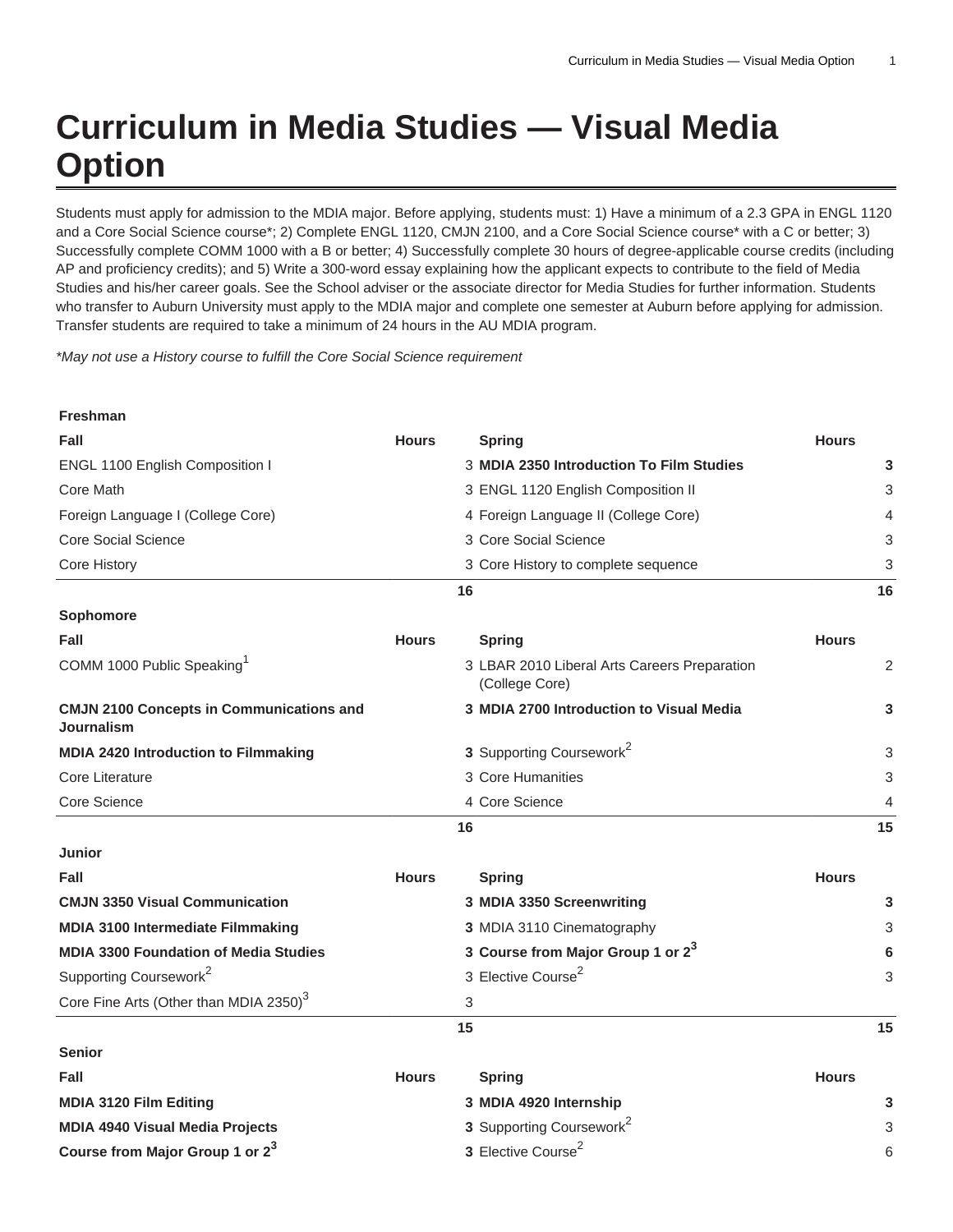# Curriculum in Media Studies — Visual Media Option

Students must apply for admission to the MDIA major. Before applying, students must: 1) Have a minimum of a 2.3 GPA in ENGL 1120 and a Core Social Science course*; 2) Complete ENGL 1120, CMJN 2100, and a Core Social Science course* with a C or better; 3) Successfully complete COMM 1000 with a B or better; 4) Successfully complete 30 hours of degree-applicable course credits (including AP and proficiency credits); and 5) Write a 300-word essay explaining how the applicant expects to contribute to the field of Media Studies and his/her career goals. See the School adviser or the associate director for Media Studies for further information. Students who transfer to Auburn University must apply to the MDIA major and complete one semester at Auburn before applying for admission. Transfer students are required to take a minimum of 24 hours in the AU MDIA program.

*May not use a History course to fulfill the Core Social Science requirement*

| Freshman | | | |
|---|---|---|---|
| **Fall** | **Hours** | **Spring** | **Hours** |
| ENGL 1100 English Composition I | 3 | **MDIA 2350 Introduction To Film Studies** | **3** |
| Core Math | 3 | ENGL 1120 English Composition II | 3 |
| Foreign Language I (College Core) | 4 | Foreign Language II (College Core) | 4 |
| Core Social Science | 3 | Core Social Science | 3 |
| Core History | 3 | Core History to complete sequence | 3 |
| | **16** | | **16** |
| **Sophomore** | | | |
| **Fall** | **Hours** | **Spring** | **Hours** |
| COMM 1000 Public Speaking[1] | 3 | LBAR 2010 Liberal Arts Careers Preparation (College Core) | 2 |
| **CMJN 2100 Concepts in Communications and Journalism** | **3** | **MDIA 2700 Introduction to Visual Media** | **3** |
| **MDIA 2420 Introduction to Filmmaking** | **3** | Supporting Coursework[2] | 3 |
| Core Literature | 3 | Core Humanities | 3 |
| Core Science | 4 | Core Science | 4 |
| | **16** | | **15** |
| **Junior** | | | |
| **Fall** | **Hours** | **Spring** | **Hours** |
| **CMJN 3350 Visual Communication** | **3** | **MDIA 3350 Screenwriting** | **3** |
| **MDIA 3100 Intermediate Filmmaking** | **3** | MDIA 3110 Cinematography | 3 |
| **MDIA 3300 Foundation of Media Studies** | **3** | **Course from Major Group 1 or 2[3]** | **6** |
| Supporting Coursework[2] | 3 | Elective Course[2] | 3 |
| Core Fine Arts (Other than MDIA 2350)[3] | 3 | | |
| | **15** | | **15** |
| **Senior** | | | |
| **Fall** | **Hours** | **Spring** | **Hours** |
| **MDIA 3120 Film Editing** | **3** | **MDIA 4920 Internship** | **3** |
| **MDIA 4940 Visual Media Projects** | **3** | Supporting Coursework[2] | 3 |
| **Course from Major Group 1 or 2[3]** | **3** | Elective Course[2] | 6 |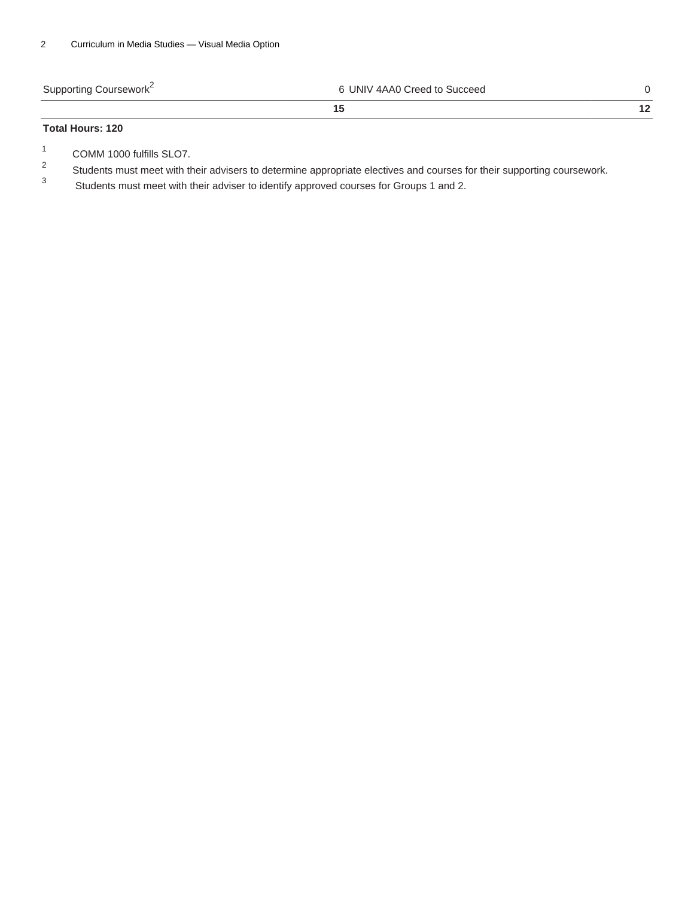| | | | |
|---|---|---|---|
| Supporting Coursework[2] | 6 | UNIV 4AA0 Creed to Succeed | 0 |
| | 15 | | 12 |

**Total Hours: 120**

1. COMM 1000 fulfills SLO7.
2. Students must meet with their advisers to determine appropriate electives and courses for their supporting coursework.
3. Students must meet with their adviser to identify approved courses for Groups 1 and 2.